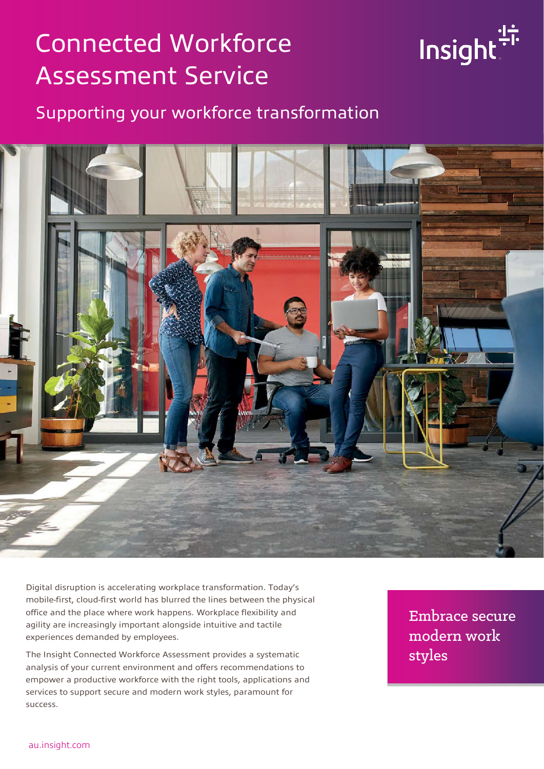# Connected Workforce Assessment Service

Insight

## Supporting your workforce transformation

Digital disruption is accelerating workplace transformation. Today's mobile-first, cloud-first world has blurred the lines between the physical office and the place where work happens. Workplace flexibility and agility are increasingly important alongside intuitive and tactile experiences demanded by employees.

The Insight Connected Workforce Assessment provides a systematic analysis of your current environment and offers recommendations to empower a productive workforce with the right tools, applications and services to support secure and modern work styles, paramount for success.

**Embrace secure modern work styles**

au.insight.com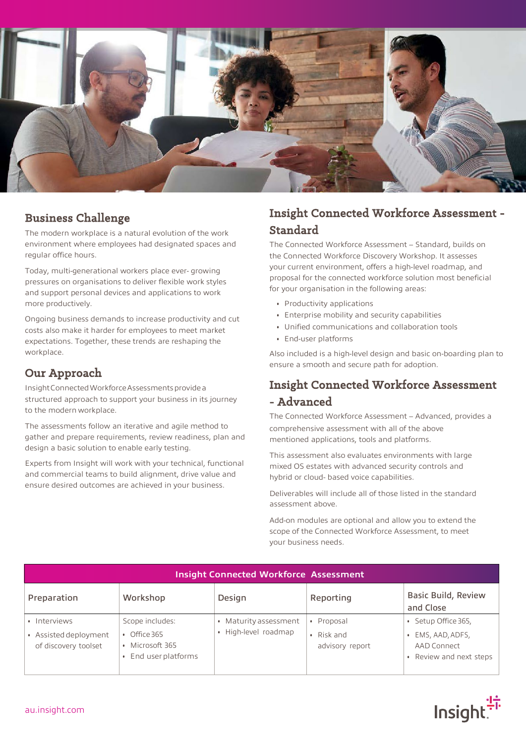## Business Challenge

The modern workplace is a natural evolution of the work environment where employees had designated spaces and regular office hours.

Today, multi-generational workers place ever- growing pressures on organisations to deliver flexible work styles and support personal devices and applications to work more productively.

Ongoing business demands to increase productivity and cut costs also make it harder for employees to meet market expectations. Together, these trends are reshaping the workplace.

## Our Approach

Insight Connected Workforce Assessments provide a structured approach to support your business in its journey to the modern workplace.

The assessments follow an iterative and agile method to gather and prepare requirements, review readiness, plan and design a basic solution to enable early testing.

Experts from Insight will work with your technical, functional and commercial teams to build alignment, drive value and ensure desired outcomes are achieved in your business.

## Insight Connected Workforce Assessment - Standard

The Connected Workforce Assessment – Standard, builds on the Connected Workforce Discovery Workshop. It assesses your current environment, offers a high-level roadmap, and proposal for the connected workforce solution most beneficial for your organisation in the following areas:

- Productivity applications
- Enterprise mobility and security capabilities
- Unified communications and collaboration tools
- End-user platforms

Also included is a high-level design and basic on-boarding plan to ensure a smooth and secure path for adoption.

## Insight Connected Workforce Assessment - Advanced

The Connected Workforce Assessment – Advanced, provides a comprehensive assessment with all of the above mentioned applications, tools and platforms.

This assessment also evaluates environments with large mixed OS estates with advanced security controls and hybrid or cloud- based voice capabilities.

Deliverables will include all of those listed in the standard assessment above.

Add-on modules are optional and allow you to extend the scope of the Connected Workforce Assessment, to meet your business needs.

| Insight Connected Workforce Assessment | | | | |
|---|---|---|---|---|
| Preparation | Workshop | Design | Reporting | Basic Build, Review and Close |
| • Interviews<br>• Assisted deployment of discovery toolset | Scope includes:<br>• Office 365<br>• Microsoft 365<br>• End user platforms | • Maturity assessment<br>• High-level roadmap | • Proposal<br>• Risk and advisory report | • Setup Office 365,<br>• EMS, AAD, ADFS, AAD Connect<br>• Review and next steps |

au.insight.com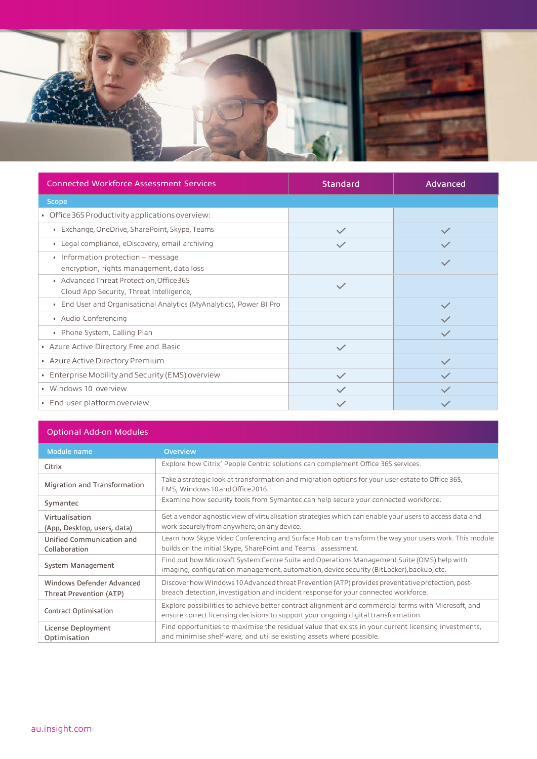| Connected Workforce Assessment Services | Standard | Advanced |
|---|---|---|
| **Scope** | | |
| • Office 365 Productivity applications overview: | | |
| • Exchange, OneDrive, SharePoint, Skype, Teams | ✓ | ✓ |
| • Legal compliance, eDiscovery, email archiving | ✓ | ✓ |
| • Information protection – message encryption, rights management, data loss | | ✓ |
| • Advanced Threat Protection, Office 365 Cloud App Security, Threat Intelligence, | ✓ | |
| • End User and Organisational Analytics (MyAnalytics), Power BI Pro | | ✓ |
| • Audio Conferencing | | ✓ |
| • Phone System, Calling Plan | | ✓ |
| • Azure Active Directory Free and Basic | ✓ | |
| • Azure Active Directory Premium | | ✓ |
| • Enterprise Mobility and Security (EMS) overview | ✓ | ✓ |
| • Windows 10 overview | ✓ | ✓ |
| • End user platform overview | ✓ | ✓ |

## Optional Add-on Modules

| Module name | Overview |
|---|---|
| Citrix | Explore how Citrix' People Centric solutions can complement Office 365 services. |
| Migration and Transformation | Take a strategic look at transformation and migration options for your user estate to Office 365, EMS, Windows 10 and Office 2016. |
| Symantec | Examine how security tools from Symantec can help secure your connected workforce. |
| Virtualisation (App, Desktop, users, data) | Get a vendor agnostic view of virtualisation strategies which can enable your users to access data and work securely from anywhere, on any device. |
| Unified Communication and Collaboration | Learn how Skype Video Conferencing and Surface Hub can transform the way your users work. This module builds on the initial Skype, SharePoint and Teams assessment. |
| System Management | Find out how Microsoft System Centre Suite and Operations Management Suite (OMS) help with imaging, configuration management, automation, device security (BitLocker), backup, etc. |
| Windows Defender Advanced Threat Prevention (ATP) | Discover how Windows 10 Advanced threat Prevention (ATP) provides preventative protection, post-breach detection, investigation and incident response for your connected workforce. |
| Contract Optimisation | Explore possibilities to achieve better contract alignment and commercial terms with Microsoft, and ensure correct licensing decisions to support your ongoing digital transformation. |
| License Deployment Optimisation | Find opportunities to maximise the residual value that exists in your current licensing investments, and minimise shelf-ware, and utilise existing assets where possible. |

au.insight.com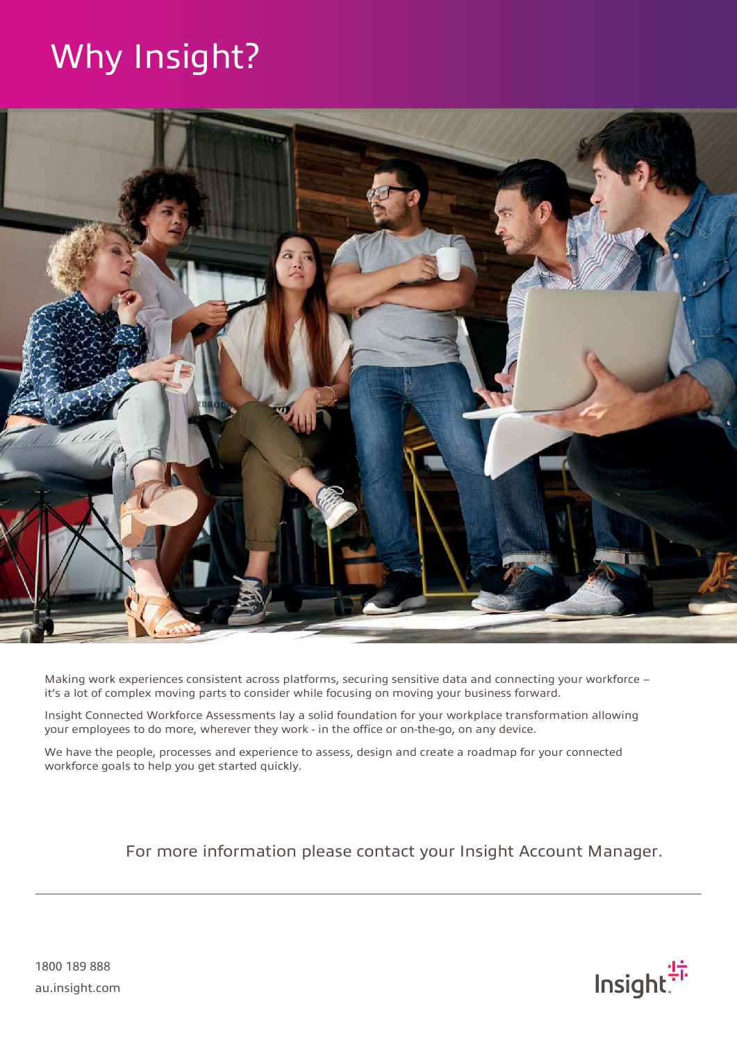# Why Insight?

Making work experiences consistent across platforms, securing sensitive data and connecting your workforce – it's a lot of complex moving parts to consider while focusing on moving your business forward.

Insight Connected Workforce Assessments lay a solid foundation for your workplace transformation allowing your employees to do more, wherever they work - in the office or on-the-go, on any device.

We have the people, processes and experience to assess, design and create a roadmap for your connected workforce goals to help you get started quickly.

For more information please contact your Insight Account Manager.

1800 189 888

au.insight.com

Insight